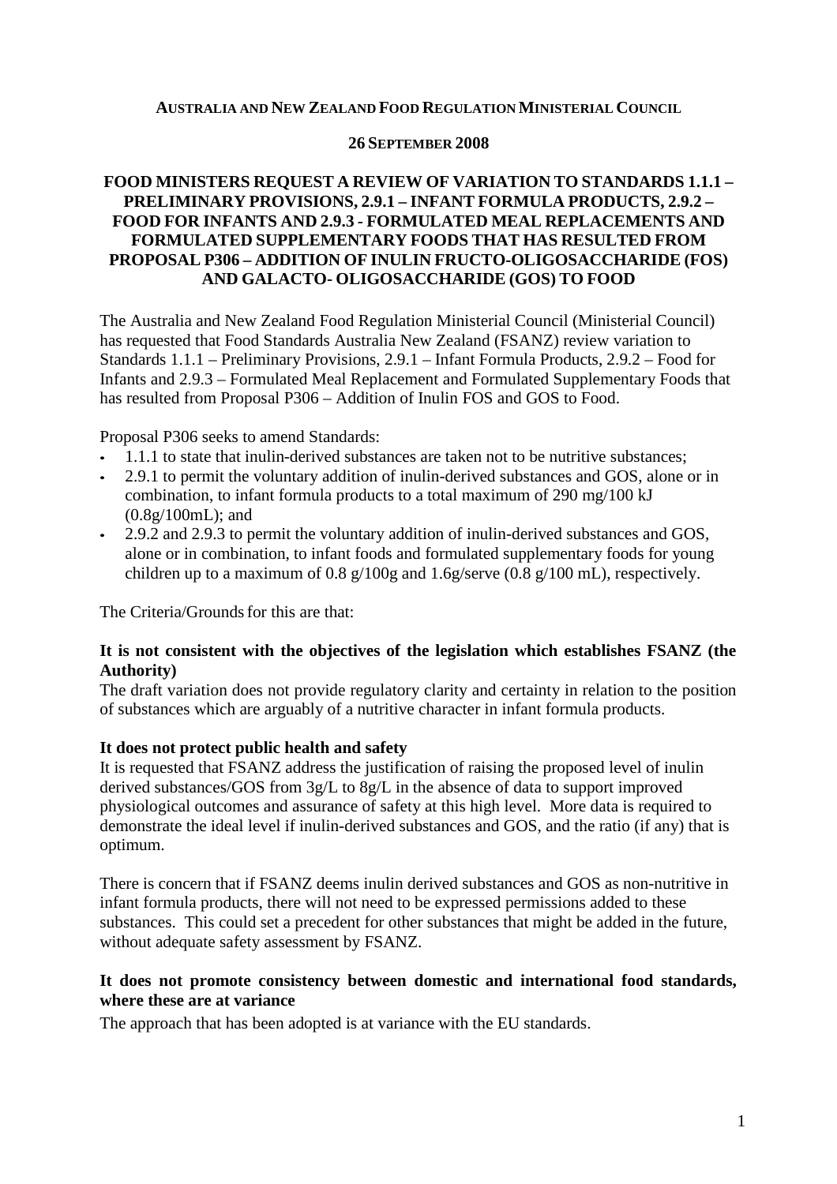**AUSTRALIA AND NEW ZEALAND FOOD REGULATION MINISTERIAL COUNCIL**

**26 SEPTEMBER 2008**

# FOOD MINISTERS REQUEST A REVIEW OF VARIATION TO STANDARDS 1.1.1 – PRELIMINARY PROVISIONS, 2.9.1 – INFANT FORMULA PRODUCTS, 2.9.2 – FOOD FOR INFANTS AND 2.9.3 - FORMULATED MEAL REPLACEMENTS AND FORMULATED SUPPLEMENTARY FOODS THAT HAS RESULTED FROM PROPOSAL P306 – ADDITION OF INULIN FRUCTO-OLIGOSACCHARIDE (FOS) AND GALACTO- OLIGOSACCHARIDE (GOS) TO FOOD

The Australia and New Zealand Food Regulation Ministerial Council (Ministerial Council) has requested that Food Standards Australia New Zealand (FSANZ) review variation to Standards 1.1.1 – Preliminary Provisions, 2.9.1 – Infant Formula Products, 2.9.2 – Food for Infants and 2.9.3 – Formulated Meal Replacement and Formulated Supplementary Foods that has resulted from Proposal P306 – Addition of Inulin FOS and GOS to Food.

Proposal P306 seeks to amend Standards:

- 1.1.1 to state that inulin-derived substances are taken not to be nutritive substances;
- 2.9.1 to permit the voluntary addition of inulin-derived substances and GOS, alone or in combination, to infant formula products to a total maximum of 290 mg/100 kJ (0.8g/100mL); and
- 2.9.2 and 2.9.3 to permit the voluntary addition of inulin-derived substances and GOS, alone or in combination, to infant foods and formulated supplementary foods for young children up to a maximum of 0.8 g/100g and 1.6g/serve (0.8 g/100 mL), respectively.

The Criteria/Grounds for this are that:

### It is not consistent with the objectives of the legislation which establishes FSANZ (the Authority)

The draft variation does not provide regulatory clarity and certainty in relation to the position of substances which are arguably of a nutritive character in infant formula products.

### It does not protect public health and safety

It is requested that FSANZ address the justification of raising the proposed level of inulin derived substances/GOS from 3g/L to 8g/L in the absence of data to support improved physiological outcomes and assurance of safety at this high level. More data is required to demonstrate the ideal level if inulin-derived substances and GOS, and the ratio (if any) that is optimum.

There is concern that if FSANZ deems inulin derived substances and GOS as non-nutritive in infant formula products, there will not need to be expressed permissions added to these substances. This could set a precedent for other substances that might be added in the future, without adequate safety assessment by FSANZ.

### It does not promote consistency between domestic and international food standards, where these are at variance

The approach that has been adopted is at variance with the EU standards.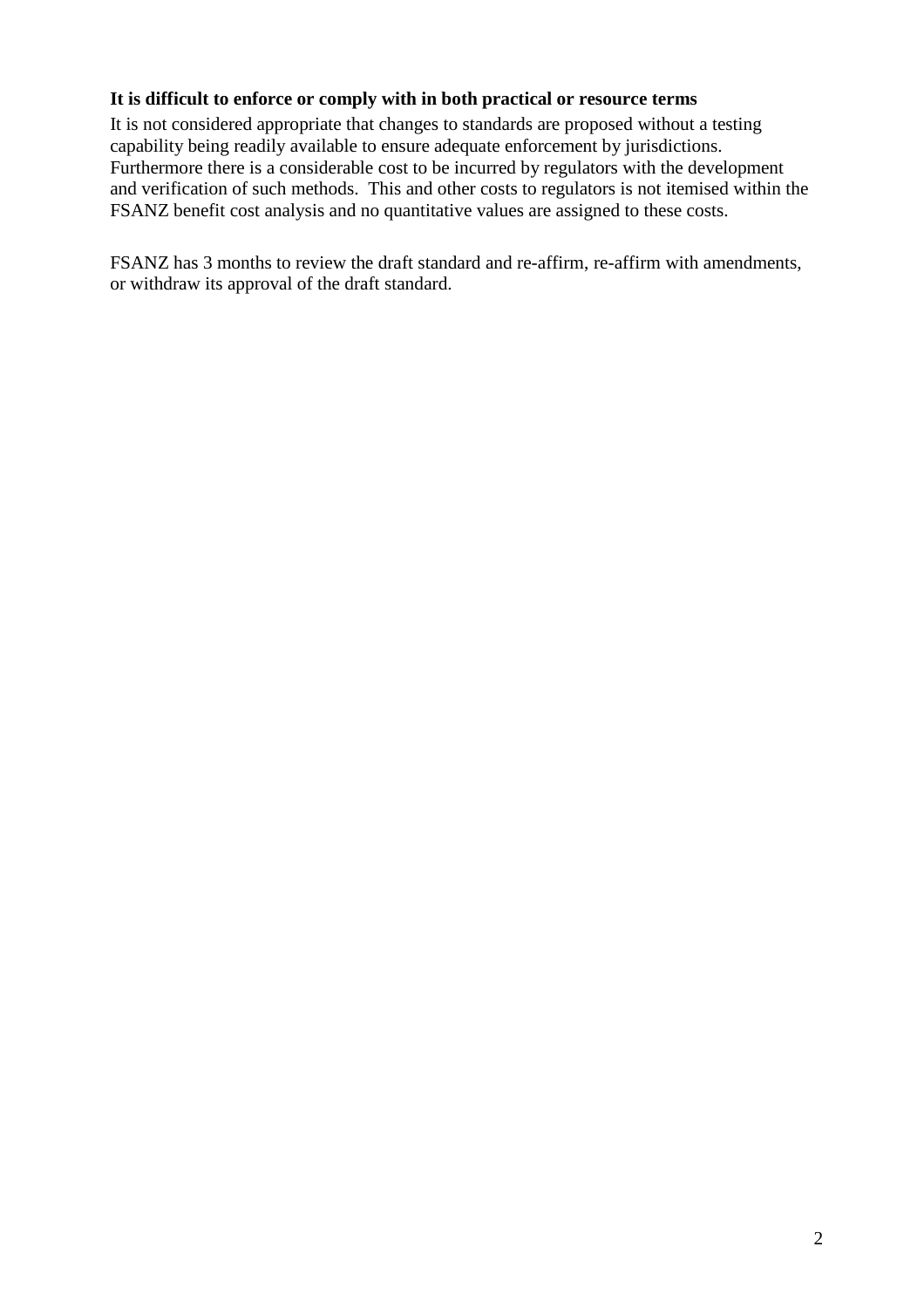**It is difficult to enforce or comply with in both practical or resource terms**

It is not considered appropriate that changes to standards are proposed without a testing capability being readily available to ensure adequate enforcement by jurisdictions. Furthermore there is a considerable cost to be incurred by regulators with the development and verification of such methods. This and other costs to regulators is not itemised within the FSANZ benefit cost analysis and no quantitative values are assigned to these costs.

FSANZ has 3 months to review the draft standard and re-affirm, re-affirm with amendments, or withdraw its approval of the draft standard.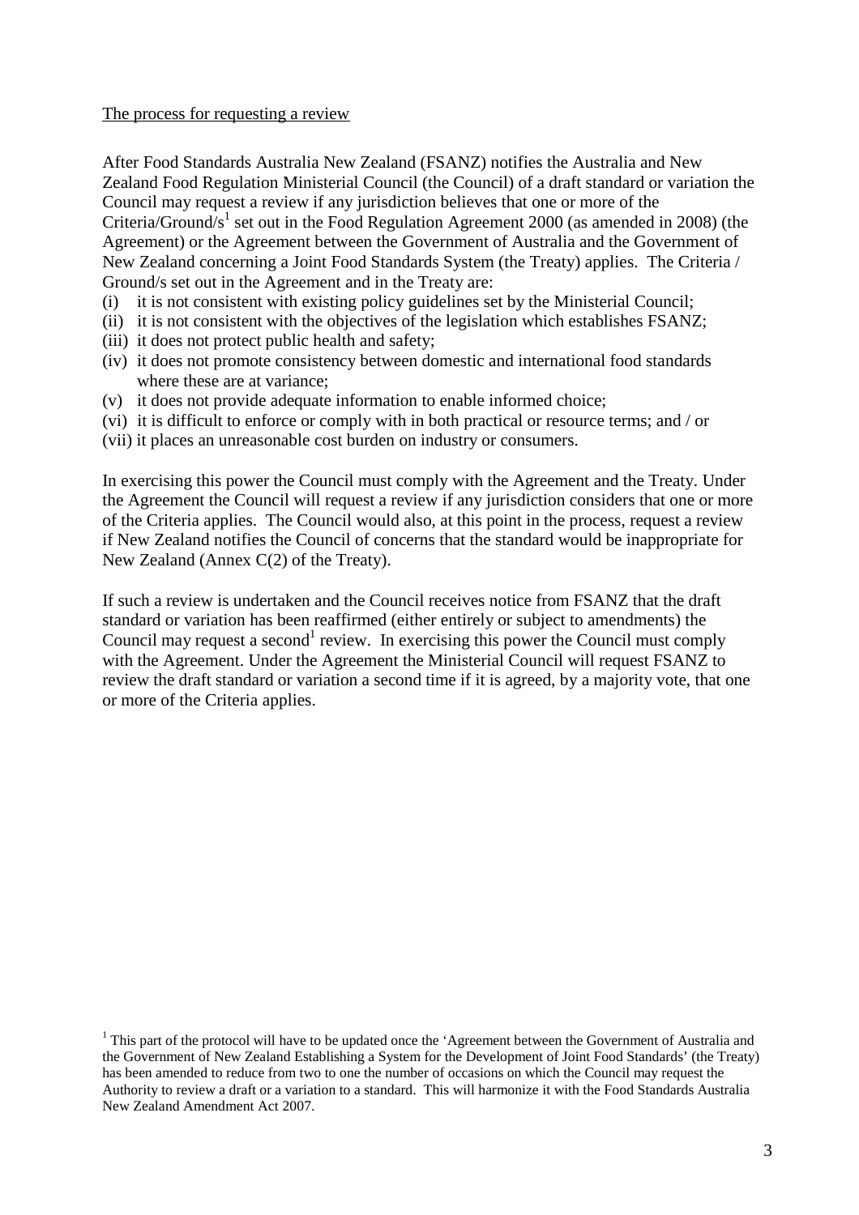<u>The process for requesting a review</u>

After Food Standards Australia New Zealand (FSANZ) notifies the Australia and New Zealand Food Regulation Ministerial Council (the Council) of a draft standard or variation the Council may request a review if any jurisdiction believes that one or more of the Criteria/Ground/s[1] set out in the Food Regulation Agreement 2000 (as amended in 2008) (the Agreement) or the Agreement between the Government of Australia and the Government of New Zealand concerning a Joint Food Standards System (the Treaty) applies. The Criteria / Ground/s set out in the Agreement and in the Treaty are:

(i) it is not consistent with existing policy guidelines set by the Ministerial Council;
(ii) it is not consistent with the objectives of the legislation which establishes FSANZ;
(iii) it does not protect public health and safety;
(iv) it does not promote consistency between domestic and international food standards where these are at variance;
(v) it does not provide adequate information to enable informed choice;
(vi) it is difficult to enforce or comply with in both practical or resource terms; and / or
(vii) it places an unreasonable cost burden on industry or consumers.

In exercising this power the Council must comply with the Agreement and the Treaty. Under the Agreement the Council will request a review if any jurisdiction considers that one or more of the Criteria applies. The Council would also, at this point in the process, request a review if New Zealand notifies the Council of concerns that the standard would be inappropriate for New Zealand (Annex C(2) of the Treaty).

If such a review is undertaken and the Council receives notice from FSANZ that the draft standard or variation has been reaffirmed (either entirely or subject to amendments) the Council may request a second[1] review. In exercising this power the Council must comply with the Agreement. Under the Agreement the Ministerial Council will request FSANZ to review the draft standard or variation a second time if it is agreed, by a majority vote, that one or more of the Criteria applies.

[1] This part of the protocol will have to be updated once the 'Agreement between the Government of Australia and the Government of New Zealand Establishing a System for the Development of Joint Food Standards' (the Treaty) has been amended to reduce from two to one the number of occasions on which the Council may request the Authority to review a draft or a variation to a standard. This will harmonize it with the Food Standards Australia New Zealand Amendment Act 2007.